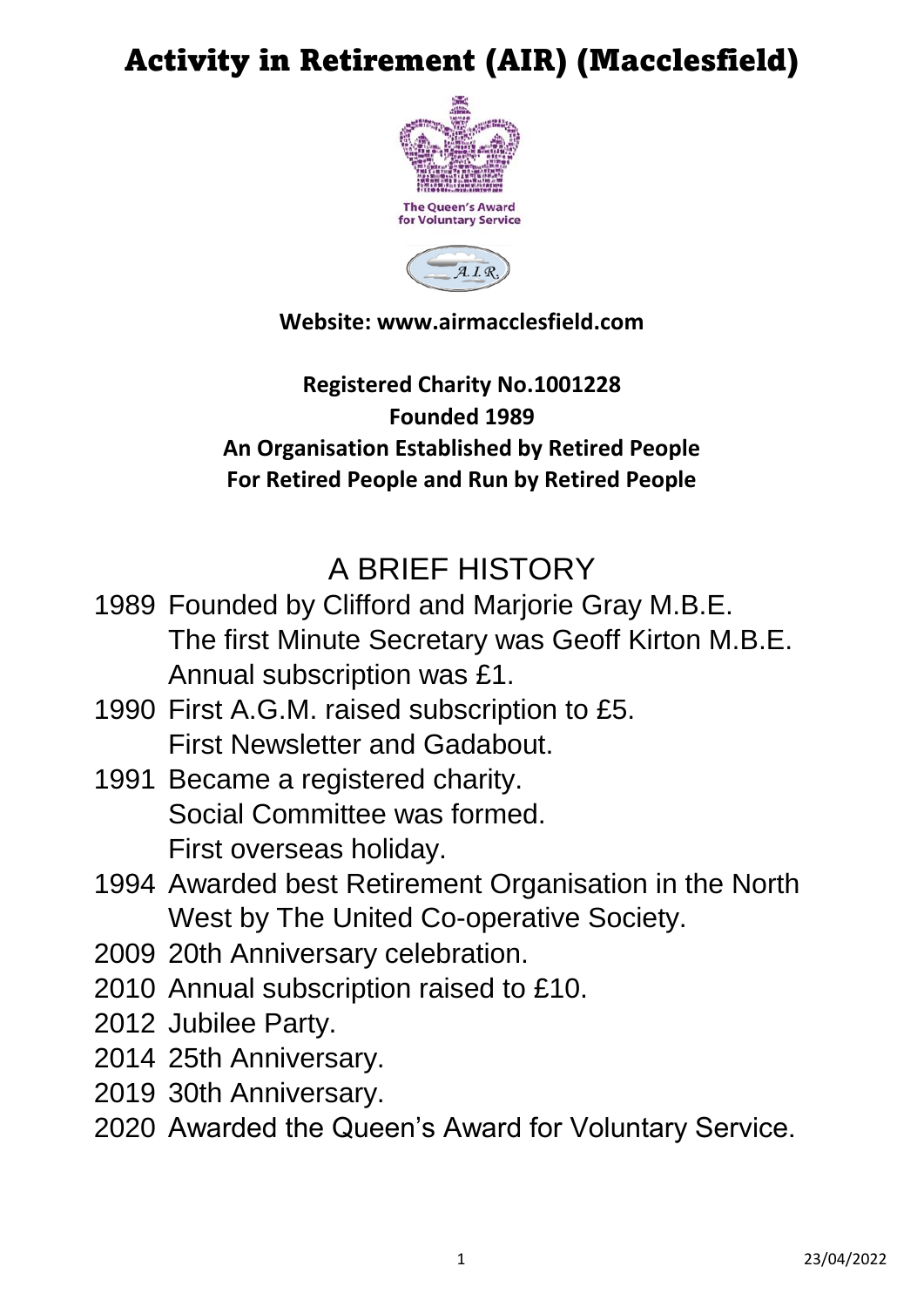# Activity in Retirement (AIR) (Macclesfield)

The Queen's Award for Voluntary Service

**Website: www.airmacclesfield.com**

**Registered Charity No.1001228**
**Founded 1989**
**An Organisation Established by Retired People**
**For Retired People and Run by Retired People**

## A BRIEF HISTORY

1989 Founded by Clifford and Marjorie Gray M.B.E.
The first Minute Secretary was Geoff Kirton M.B.E.
Annual subscription was £1.

1990 First A.G.M. raised subscription to £5.
First Newsletter and Gadabout.

1991 Became a registered charity.
Social Committee was formed.
First overseas holiday.

1994 Awarded best Retirement Organisation in the North West by The United Co-operative Society.

2009 20th Anniversary celebration.

2010 Annual subscription raised to £10.

2012 Jubilee Party.

2014 25th Anniversary.

2019 30th Anniversary.

2020 Awarded the Queen's Award for Voluntary Service.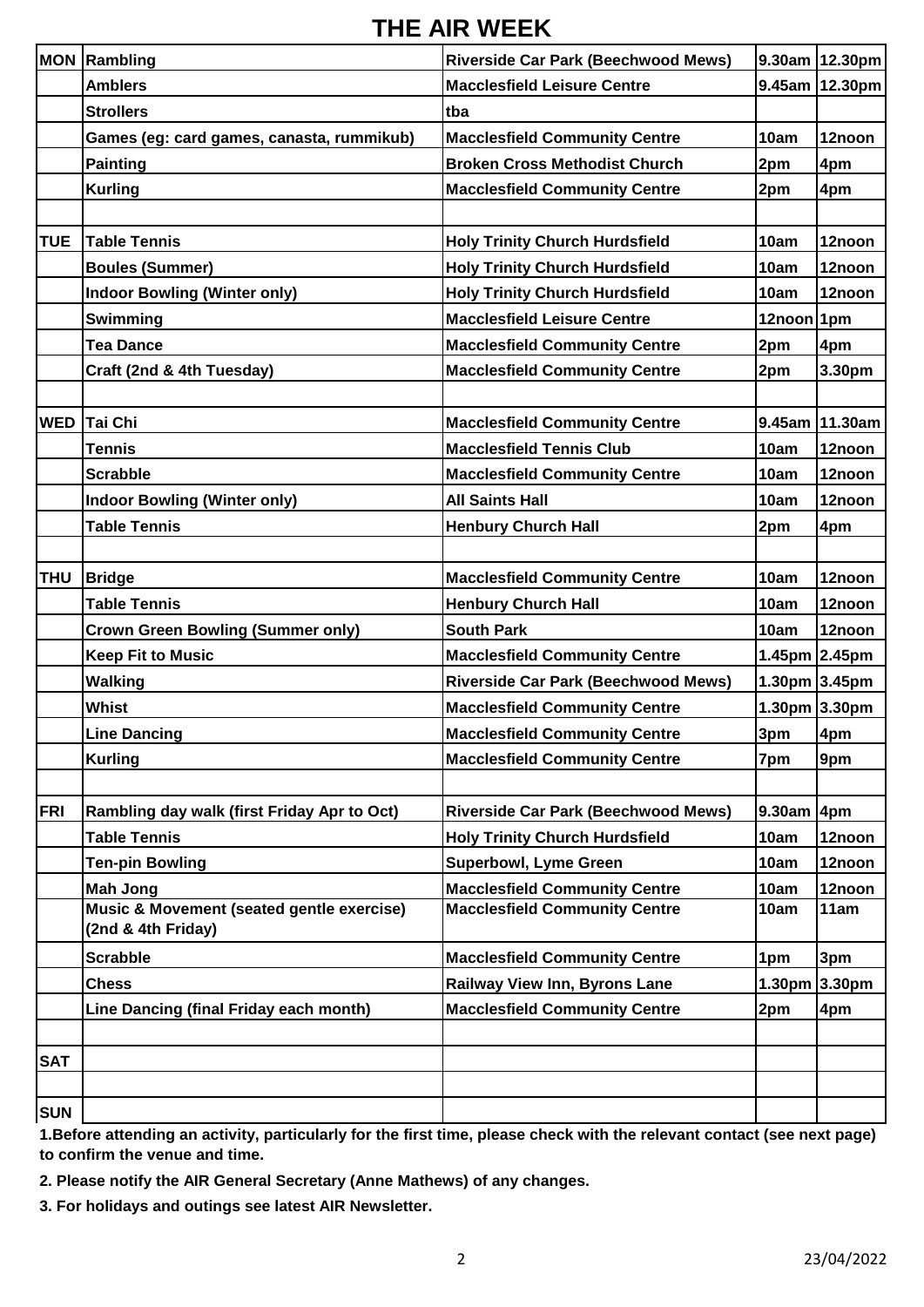# THE AIR WEEK

| | | | | |
|---|---|---|---|---|
| **MON** | **Rambling** | **Riverside Car Park (Beechwood Mews)** | **9.30am** | **12.30pm** |
| | **Amblers** | **Macclesfield Leisure Centre** | **9.45am** | **12.30pm** |
| | **Strollers** | **tba** | | |
| | **Games (eg: card games, canasta, rummikub)** | **Macclesfield Community Centre** | **10am** | **12noon** |
| | **Painting** | **Broken Cross Methodist Church** | **2pm** | **4pm** |
| | **Kurling** | **Macclesfield Community Centre** | **2pm** | **4pm** |
| | | | | |
| **TUE** | **Table Tennis** | **Holy Trinity Church Hurdsfield** | **10am** | **12noon** |
| | **Boules (Summer)** | **Holy Trinity Church Hurdsfield** | **10am** | **12noon** |
| | **Indoor Bowling (Winter only)** | **Holy Trinity Church Hurdsfield** | **10am** | **12noon** |
| | **Swimming** | **Macclesfield Leisure Centre** | **12noon** | **1pm** |
| | **Tea Dance** | **Macclesfield Community Centre** | **2pm** | **4pm** |
| | **Craft (2nd & 4th Tuesday)** | **Macclesfield Community Centre** | **2pm** | **3.30pm** |
| | | | | |
| **WED** | **Tai Chi** | **Macclesfield Community Centre** | **9.45am** | **11.30am** |
| | **Tennis** | **Macclesfield Tennis Club** | **10am** | **12noon** |
| | **Scrabble** | **Macclesfield Community Centre** | **10am** | **12noon** |
| | **Indoor Bowling (Winter only)** | **All Saints Hall** | **10am** | **12noon** |
| | **Table Tennis** | **Henbury Church Hall** | **2pm** | **4pm** |
| | | | | |
| **THU** | **Bridge** | **Macclesfield Community Centre** | **10am** | **12noon** |
| | **Table Tennis** | **Henbury Church Hall** | **10am** | **12noon** |
| | **Crown Green Bowling (Summer only)** | **South Park** | **10am** | **12noon** |
| | **Keep Fit to Music** | **Macclesfield Community Centre** | **1.45pm** | **2.45pm** |
| | **Walking** | **Riverside Car Park (Beechwood Mews)** | **1.30pm** | **3.45pm** |
| | **Whist** | **Macclesfield Community Centre** | **1.30pm** | **3.30pm** |
| | **Line Dancing** | **Macclesfield Community Centre** | **3pm** | **4pm** |
| | **Kurling** | **Macclesfield Community Centre** | **7pm** | **9pm** |
| | | | | |
| **FRI** | **Rambling day walk (first Friday Apr to Oct)** | **Riverside Car Park (Beechwood Mews)** | **9.30am** | **4pm** |
| | **Table Tennis** | **Holy Trinity Church Hurdsfield** | **10am** | **12noon** |
| | **Ten-pin Bowling** | **Superbowl, Lyme Green** | **10am** | **12noon** |
| | **Mah Jong** | **Macclesfield Community Centre** | **10am** | **12noon** |
| | **Music & Movement (seated gentle exercise) (2nd & 4th Friday)** | **Macclesfield Community Centre** | **10am** | **11am** |
| | **Scrabble** | **Macclesfield Community Centre** | **1pm** | **3pm** |
| | **Chess** | **Railway View Inn, Byrons Lane** | **1.30pm** | **3.30pm** |
| | **Line Dancing (final Friday each month)** | **Macclesfield Community Centre** | **2pm** | **4pm** |
| | | | | |
| **SAT** | | | | |
| | | | | |
| **SUN** | | | | |

**1.Before attending an activity, particularly for the first time, please check with the relevant contact (see next page) to confirm the venue and time.**

**2. Please notify the AIR General Secretary (Anne Mathews) of any changes.**

**3. For holidays and outings see latest AIR Newsletter.**

23/04/2022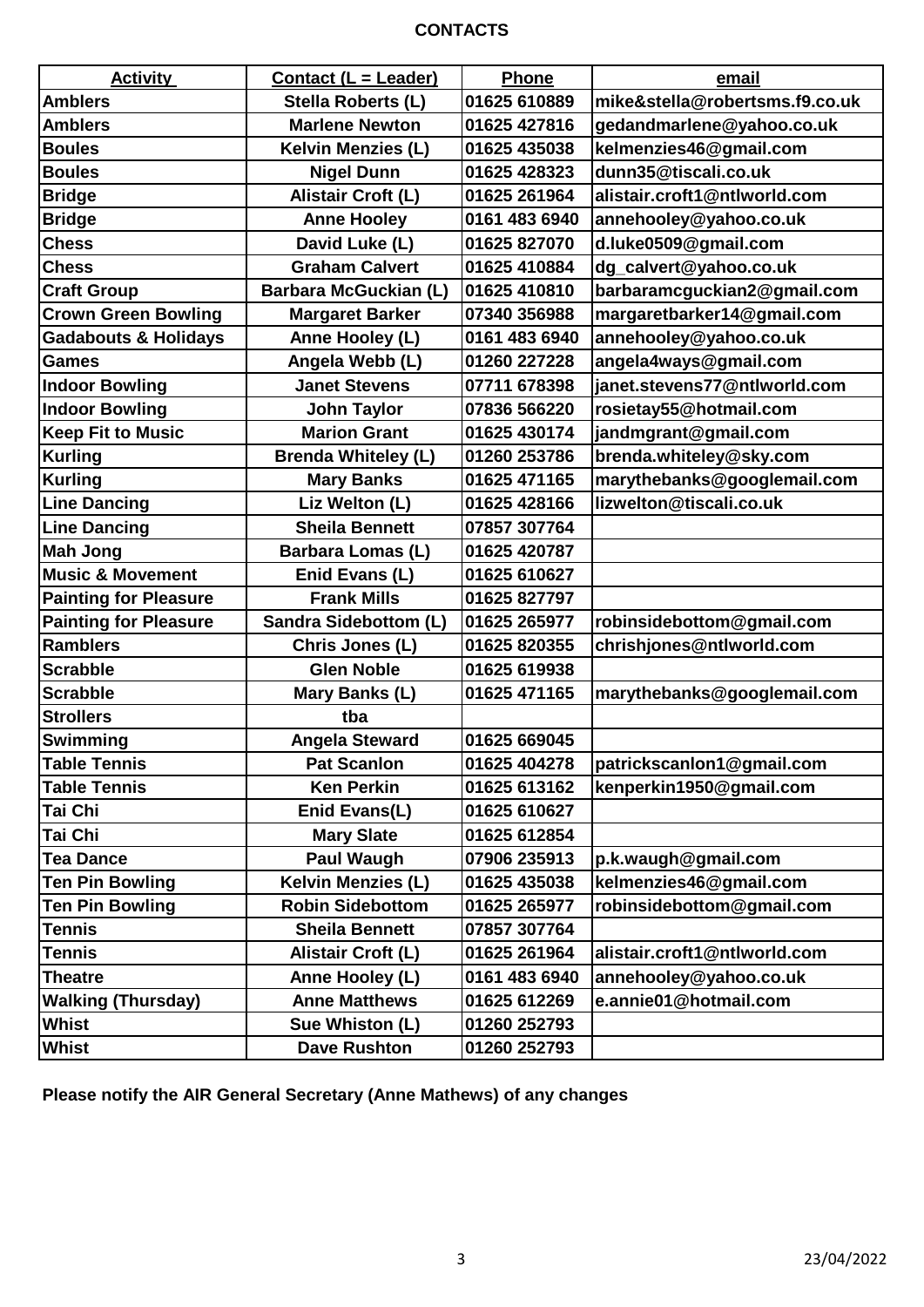**CONTACTS**

| Activity | Contact (L = Leader) | Phone | email |
|---|---|---|---|
| Amblers | Stella Roberts (L) | 01625 610889 | mike&stella@robertsms.f9.co.uk |
| Amblers | Marlene Newton | 01625 427816 | gedandmarlene@yahoo.co.uk |
| Boules | Kelvin Menzies (L) | 01625 435038 | kelmenzies46@gmail.com |
| Boules | Nigel Dunn | 01625 428323 | dunn35@tiscali.co.uk |
| Bridge | Alistair Croft (L) | 01625 261964 | alistair.croft1@ntlworld.com |
| Bridge | Anne Hooley | 0161 483 6940 | annehooley@yahoo.co.uk |
| Chess | David Luke (L) | 01625 827070 | d.luke0509@gmail.com |
| Chess | Graham Calvert | 01625 410884 | dg_calvert@yahoo.co.uk |
| Craft Group | Barbara McGuckian (L) | 01625 410810 | barbaramcguckian2@gmail.com |
| Crown Green Bowling | Margaret Barker | 07340 356988 | margaretbarker14@gmail.com |
| Gadabouts & Holidays | Anne Hooley (L) | 0161 483 6940 | annehooley@yahoo.co.uk |
| Games | Angela Webb (L) | 01260 227228 | angela4ways@gmail.com |
| Indoor Bowling | Janet Stevens | 07711 678398 | janet.stevens77@ntlworld.com |
| Indoor Bowling | John Taylor | 07836 566220 | rosietay55@hotmail.com |
| Keep Fit to Music | Marion Grant | 01625 430174 | jandmgrant@gmail.com |
| Kurling | Brenda Whiteley (L) | 01260 253786 | brenda.whiteley@sky.com |
| Kurling | Mary Banks | 01625 471165 | marythebanks@googlemail.com |
| Line Dancing | Liz Welton (L) | 01625 428166 | lizwelton@tiscali.co.uk |
| Line Dancing | Sheila Bennett | 07857 307764 | |
| Mah Jong | Barbara Lomas (L) | 01625 420787 | |
| Music & Movement | Enid Evans (L) | 01625 610627 | |
| Painting for Pleasure | Frank Mills | 01625 827797 | |
| Painting for Pleasure | Sandra Sidebottom (L) | 01625 265977 | robinsidebottom@gmail.com |
| Ramblers | Chris Jones (L) | 01625 820355 | chrishjones@ntlworld.com |
| Scrabble | Glen Noble | 01625 619938 | |
| Scrabble | Mary Banks (L) | 01625 471165 | marythebanks@googlemail.com |
| Strollers | tba | | |
| Swimming | Angela Steward | 01625 669045 | |
| Table Tennis | Pat Scanlon | 01625 404278 | patrickscanlon1@gmail.com |
| Table Tennis | Ken Perkin | 01625 613162 | kenperkin1950@gmail.com |
| Tai Chi | Enid Evans(L) | 01625 610627 | |
| Tai Chi | Mary Slate | 01625 612854 | |
| Tea Dance | Paul Waugh | 07906 235913 | p.k.waugh@gmail.com |
| Ten Pin Bowling | Kelvin Menzies (L) | 01625 435038 | kelmenzies46@gmail.com |
| Ten Pin Bowling | Robin Sidebottom | 01625 265977 | robinsidebottom@gmail.com |
| Tennis | Sheila Bennett | 07857 307764 | |
| Tennis | Alistair Croft (L) | 01625 261964 | alistair.croft1@ntlworld.com |
| Theatre | Anne Hooley (L) | 0161 483 6940 | annehooley@yahoo.co.uk |
| Walking (Thursday) | Anne Matthews | 01625 612269 | e.annie01@hotmail.com |
| Whist | Sue Whiston (L) | 01260 252793 | |
| Whist | Dave Rushton | 01260 252793 | |

**Please notify the AIR General Secretary (Anne Mathews) of any changes**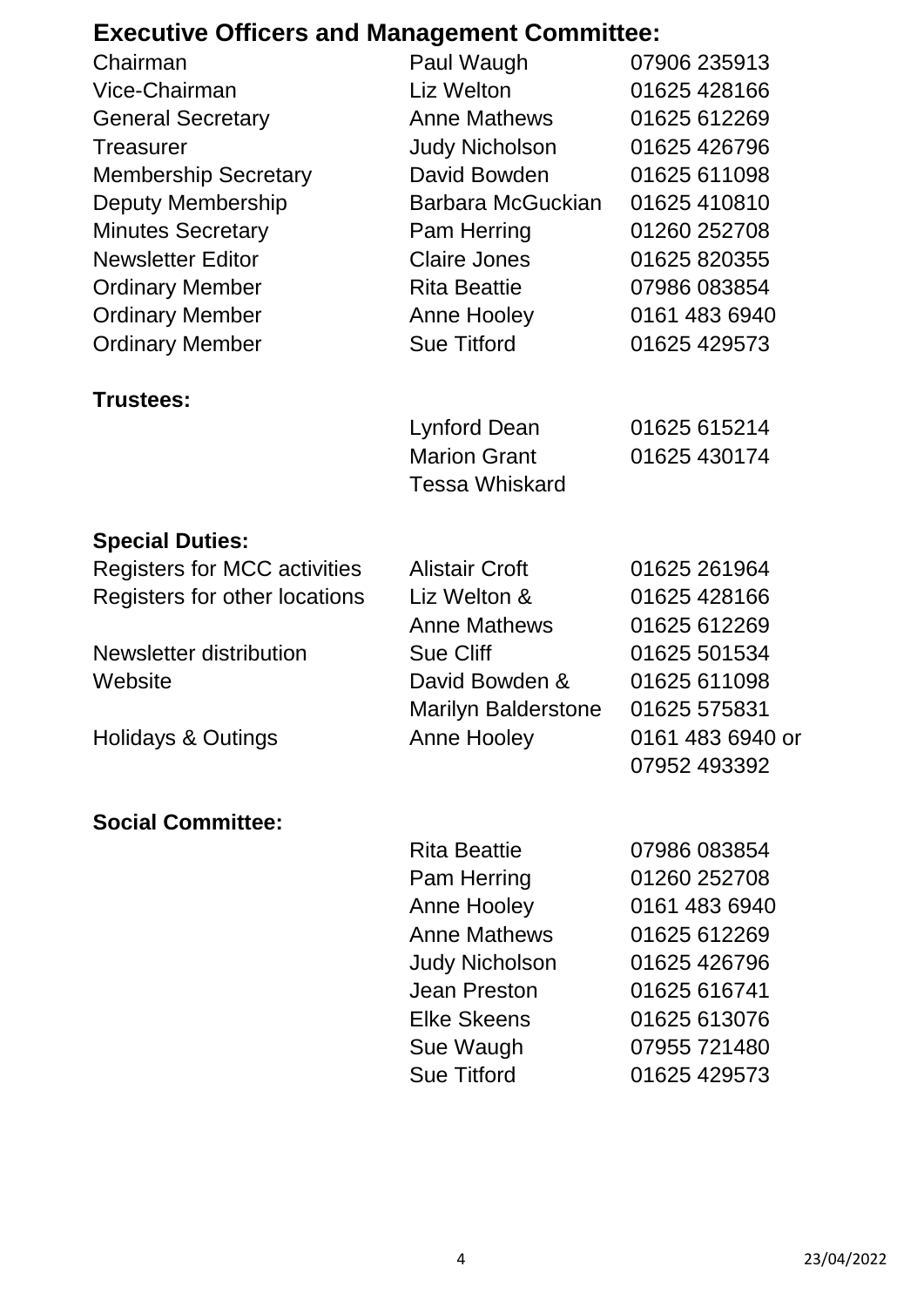## Executive Officers and Management Committee:

| | | |
|---|---|---|
| Chairman | Paul Waugh | 07906 235913 |
| Vice-Chairman | Liz Welton | 01625 428166 |
| General Secretary | Anne Mathews | 01625 612269 |
| Treasurer | Judy Nicholson | 01625 426796 |
| Membership Secretary | David Bowden | 01625 611098 |
| Deputy Membership | Barbara McGuckian | 01625 410810 |
| Minutes Secretary | Pam Herring | 01260 252708 |
| Newsletter Editor | Claire Jones | 01625 820355 |
| Ordinary Member | Rita Beattie | 07986 083854 |
| Ordinary Member | Anne Hooley | 0161 483 6940 |
| Ordinary Member | Sue Titford | 01625 429573 |

## Trustees:

| | | |
|---|---|---|
| | Lynford Dean | 01625 615214 |
| | Marion Grant | 01625 430174 |
| | Tessa Whiskard | |

## Special Duties:

| | | |
|---|---|---|
| Registers for MCC activities | Alistair Croft | 01625 261964 |
| Registers for other locations | Liz Welton & | 01625 428166 |
| | Anne Mathews | 01625 612269 |
| Newsletter distribution | Sue Cliff | 01625 501534 |
| Website | David Bowden & | 01625 611098 |
| | Marilyn Balderstone | 01625 575831 |
| Holidays & Outings | Anne Hooley | 0161 483 6940 or |
| | | 07952 493392 |

## Social Committee:

| | | |
|---|---|---|
| | Rita Beattie | 07986 083854 |
| | Pam Herring | 01260 252708 |
| | Anne Hooley | 0161 483 6940 |
| | Anne Mathews | 01625 612269 |
| | Judy Nicholson | 01625 426796 |
| | Jean Preston | 01625 616741 |
| | Elke Skeens | 01625 613076 |
| | Sue Waugh | 07955 721480 |
| | Sue Titford | 01625 429573 |